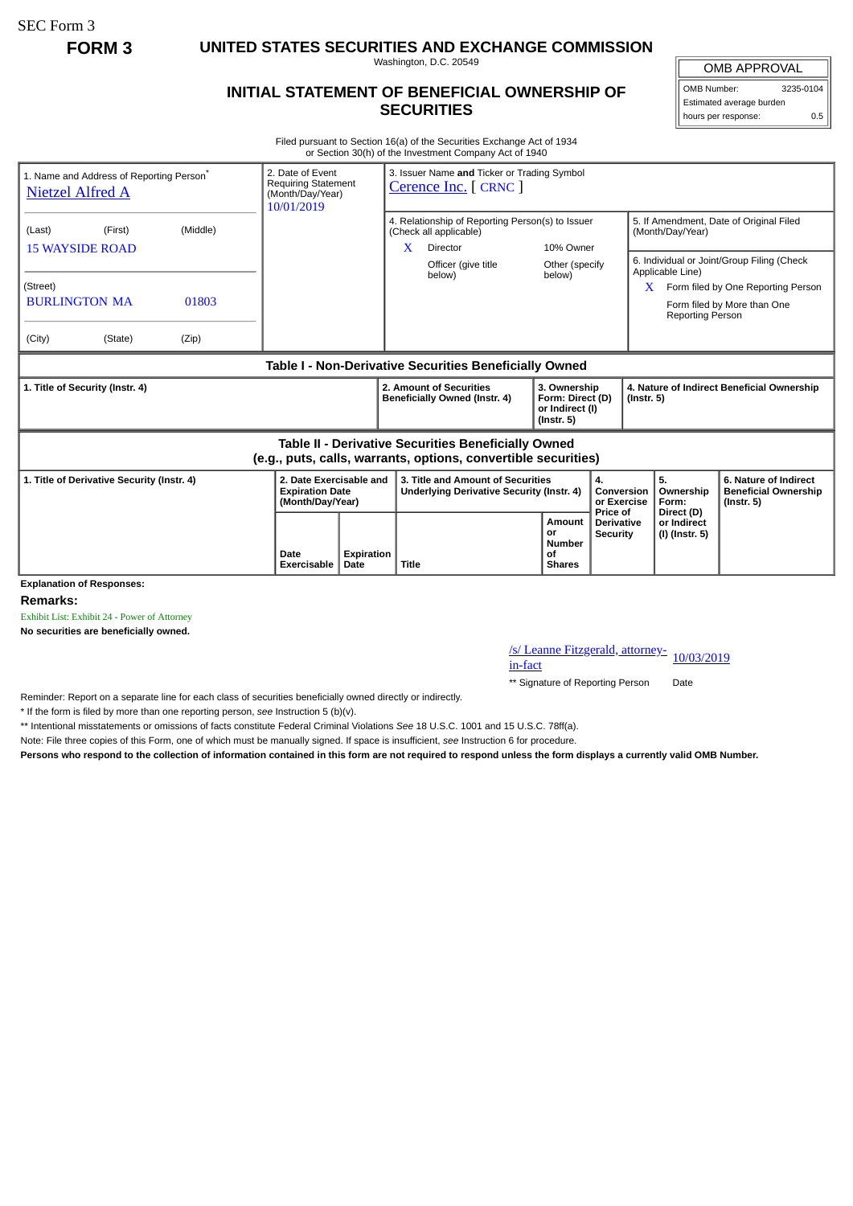SEC Form 3

**FORM 3**

# UNITED STATES SECURITIES AND EXCHANGE COMMISSION

Washington, D.C. 20549

## INITIAL STATEMENT OF BENEFICIAL OWNERSHIP OF SECURITIES

| OMB APPROVAL | |
|---|---|
| OMB Number: | 3235-0104 |
| Estimated average burden | |
| hours per response: | 0.5 |

Filed pursuant to Section 16(a) of the Securities Exchange Act of 1934 or Section 30(h) of the Investment Company Act of 1940

| 1. Name and Address of Reporting Person* | 2. Date of Event Requiring Statement (Month/Day/Year) | 3. Issuer Name **and** Ticker or Trading Symbol |
|---|---|---|
| Nietzel Alfred A | 10/01/2019 | Cerence Inc. [ CRNC ] |
| (Last) (First) (Middle)<br>15 WAYSIDE ROAD<br>(Street)<br>BURLINGTON MA 01803<br>(City) (State) (Zip) | | 4. Relationship of Reporting Person(s) to Issuer (Check all applicable)<br>X Director<br>10% Owner<br>Officer (give title below)<br>Other (specify below)<br><br>5. If Amendment, Date of Original Filed (Month/Day/Year)<br><br>6. Individual or Joint/Group Filing (Check Applicable Line)<br>X Form filed by One Reporting Person<br>Form filed by More than One Reporting Person |

**Table I - Non-Derivative Securities Beneficially Owned**

| 1. Title of Security (Instr. 4) | 2. Amount of Securities Beneficially Owned (Instr. 4) | 3. Ownership Form: Direct (D) or Indirect (I) (Instr. 5) | 4. Nature of Indirect Beneficial Ownership (Instr. 5) |
|---|---|---|---|

**Table II - Derivative Securities Beneficially Owned (e.g., puts, calls, warrants, options, convertible securities)**

| 1. Title of Derivative Security (Instr. 4) | 2. Date Exercisable and Expiration Date (Month/Day/Year) | | 3. Title and Amount of Securities Underlying Derivative Security (Instr. 4) | | 4. Conversion or Exercise Price of Derivative Security | 5. Ownership Form: Direct (D) or Indirect (I) (Instr. 5) | 6. Nature of Indirect Beneficial Ownership (Instr. 5) |
|---|---|---|---|---|---|---|---|
| | Date Exercisable | Expiration Date | Title | Amount or Number of Shares | | | |

**Explanation of Responses:**

**Remarks:**

Exhibit List: Exhibit 24 - Power of Attorney

**No securities are beneficially owned.**

/s/ Leanne Fitzgerald, attorney-in-fact — 10/03/2019

** Signature of Reporting Person — Date

Reminder: Report on a separate line for each class of securities beneficially owned directly or indirectly.

* If the form is filed by more than one reporting person, *see* Instruction 5 (b)(v).

** Intentional misstatements or omissions of facts constitute Federal Criminal Violations *See* 18 U.S.C. 1001 and 15 U.S.C. 78ff(a).

Note: File three copies of this Form, one of which must be manually signed. If space is insufficient, *see* Instruction 6 for procedure.

**Persons who respond to the collection of information contained in this form are not required to respond unless the form displays a currently valid OMB Number.**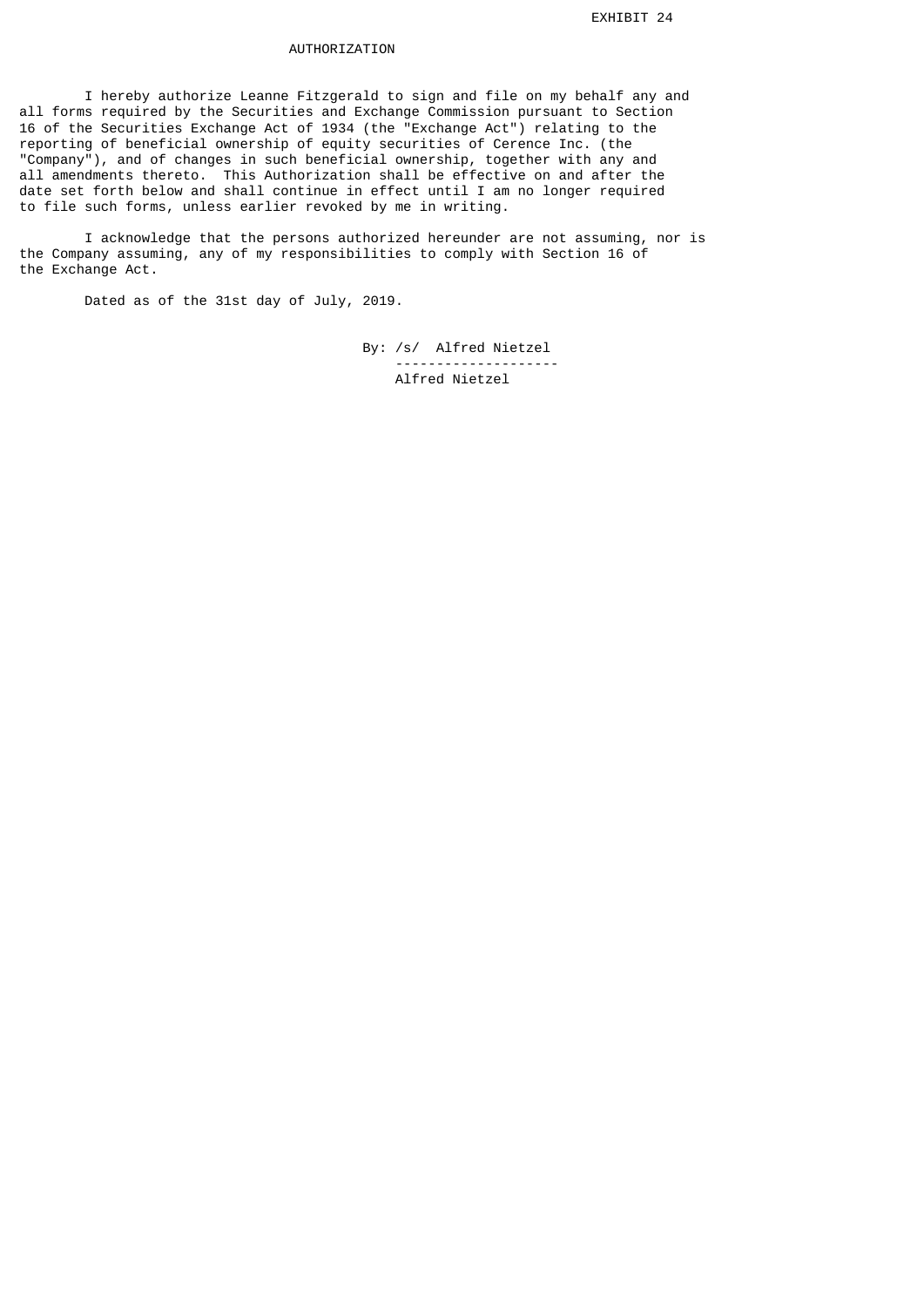EXHIBIT 24

# AUTHORIZATION

I hereby authorize Leanne Fitzgerald to sign and file on my behalf any and all forms required by the Securities and Exchange Commission pursuant to Section 16 of the Securities Exchange Act of 1934 (the "Exchange Act") relating to the reporting of beneficial ownership of equity securities of Cerence Inc. (the "Company"), and of changes in such beneficial ownership, together with any and all amendments thereto. This Authorization shall be effective on and after the date set forth below and shall continue in effect until I am no longer required to file such forms, unless earlier revoked by me in writing.

I acknowledge that the persons authorized hereunder are not assuming, nor is the Company assuming, any of my responsibilities to comply with Section 16 of the Exchange Act.

Dated as of the 31st day of July, 2019.

By: /s/ Alfred Nietzel

--------------------

Alfred Nietzel